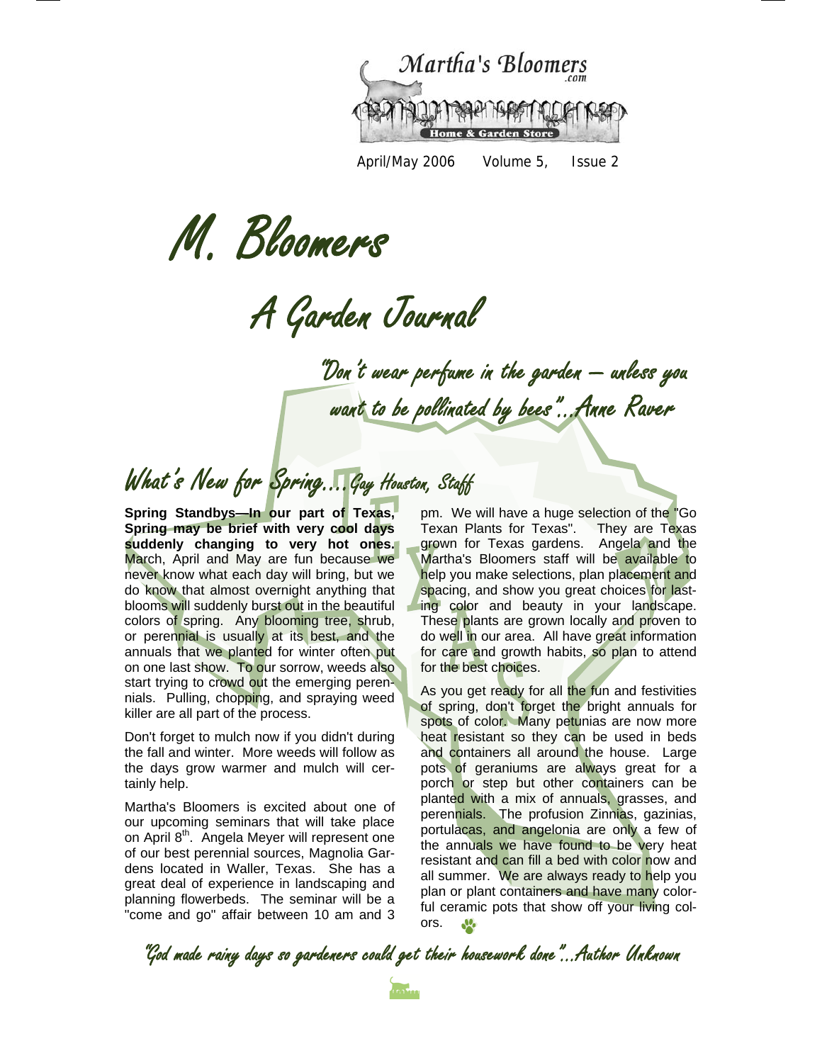Martha's Bloomers .com

Home & Garden Store

April/May 2006 Volume 5, Issue 2

# M. Bloomers

## A Garden Journal

*"Don't wear perfume in the garden — unless you want to be pollinated by bees"...Anne Raver*

## What's New for Spring....Gay Houston, Staff

**Spring Standbys—In our part of Texas, Spring may be brief with very cool days suddenly changing to very hot ones.** March, April and May are fun because we never know what each day will bring, but we do know that almost overnight anything that blooms will suddenly burst out in the beautiful colors of spring. Any blooming tree, shrub, or perennial is usually at its best, and the annuals that we planted for winter often put on one last show. To our sorrow, weeds also start trying to crowd out the emerging perennials. Pulling, chopping, and spraying weed killer are all part of the process.

Don't forget to mulch now if you didn't during the fall and winter. More weeds will follow as the days grow warmer and mulch will certainly help.

Martha's Bloomers is excited about one of our upcoming seminars that will take place on April 8th. Angela Meyer will represent one of our best perennial sources, Magnolia Gardens located in Waller, Texas. She has a great deal of experience in landscaping and planning flowerbeds. The seminar will be a "come and go" affair between 10 am and 3 pm. We will have a huge selection of the "Go Texan Plants for Texas". They are Texas grown for Texas gardens. Angela and the Martha's Bloomers staff will be available to help you make selections, plan placement and spacing, and show you great choices for lasting color and beauty in your landscape. These plants are grown locally and proven to do well in our area. All have great information for care and growth habits, so plan to attend for the best choices.

As you get ready for all the fun and festivities of spring, don't forget the bright annuals for spots of color. Many petunias are now more heat resistant so they can be used in beds and containers all around the house. Large pots of geraniums are always great for a porch or step but other containers can be planted with a mix of annuals, grasses, and perennials. The profusion Zinnias, gazinias, portulacas, and angelonia are only a few of the annuals we have found to be very heat resistant and can fill a bed with color now and all summer. We are always ready to help you plan or plant containers and have many colorful ceramic pots that show off your living colors.

*"God made rainy days so gardeners could get their housework done"...Author Unknown*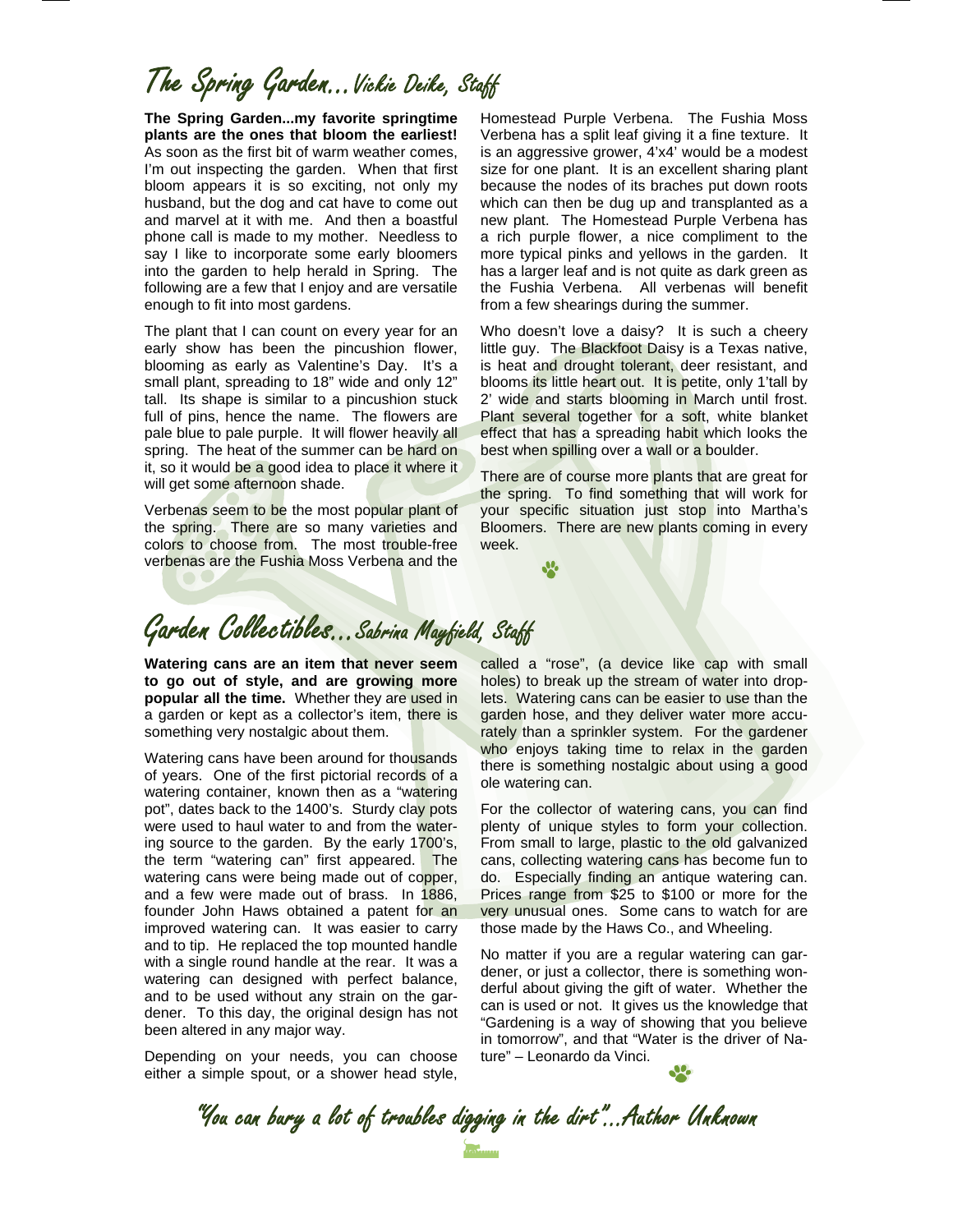# The Spring Garden…Vickie Deike, Staff

**The Spring Garden...my favorite springtime plants are the ones that bloom the earliest!** As soon as the first bit of warm weather comes, I'm out inspecting the garden. When that first bloom appears it is so exciting, not only my husband, but the dog and cat have to come out and marvel at it with me. And then a boastful phone call is made to my mother. Needless to say I like to incorporate some early bloomers into the garden to help herald in Spring. The following are a few that I enjoy and are versatile enough to fit into most gardens.

The plant that I can count on every year for an early show has been the pincushion flower, blooming as early as Valentine's Day. It's a small plant, spreading to 18" wide and only 12" tall. Its shape is similar to a pincushion stuck full of pins, hence the name. The flowers are pale blue to pale purple. It will flower heavily all spring. The heat of the summer can be hard on it, so it would be a good idea to place it where it will get some afternoon shade.

Verbenas seem to be the most popular plant of the spring. There are so many varieties and colors to choose from. The most trouble-free verbenas are the Fushia Moss Verbena and the Homestead Purple Verbena. The Fushia Moss Verbena has a split leaf giving it a fine texture. It is an aggressive grower, 4'x4' would be a modest size for one plant. It is an excellent sharing plant because the nodes of its braches put down roots which can then be dug up and transplanted as a new plant. The Homestead Purple Verbena has a rich purple flower, a nice compliment to the more typical pinks and yellows in the garden. It has a larger leaf and is not quite as dark green as the Fushia Verbena. All verbenas will benefit from a few shearings during the summer.

Who doesn't love a daisy? It is such a cheery little guy. The Blackfoot Daisy is a Texas native, is heat and drought tolerant, deer resistant, and blooms its little heart out. It is petite, only 1'tall by 2' wide and starts blooming in March until frost. Plant several together for a soft, white blanket effect that has a spreading habit which looks the best when spilling over a wall or a boulder.

There are of course more plants that are great for the spring. To find something that will work for your specific situation just stop into Martha's Bloomers. There are new plants coming in every week.

# Garden Collectibles…Sabrina Mayfield, Staff

**Watering cans are an item that never seem to go out of style, and are growing more popular all the time.** Whether they are used in a garden or kept as a collector's item, there is something very nostalgic about them.

Watering cans have been around for thousands of years. One of the first pictorial records of a watering container, known then as a "watering pot", dates back to the 1400's. Sturdy clay pots were used to haul water to and from the watering source to the garden. By the early 1700's, the term "watering can" first appeared. The watering cans were being made out of copper, and a few were made out of brass. In 1886, founder John Haws obtained a patent for an improved watering can. It was easier to carry and to tip. He replaced the top mounted handle with a single round handle at the rear. It was a watering can designed with perfect balance, and to be used without any strain on the gardener. To this day, the original design has not been altered in any major way.

Depending on your needs, you can choose either a simple spout, or a shower head style, called a "rose", (a device like cap with small holes) to break up the stream of water into droplets. Watering cans can be easier to use than the garden hose, and they deliver water more accurately than a sprinkler system. For the gardener who enjoys taking time to relax in the garden there is something nostalgic about using a good ole watering can.

For the collector of watering cans, you can find plenty of unique styles to form your collection. From small to large, plastic to the old galvanized cans, collecting watering cans has become fun to do. Especially finding an antique watering can. Prices range from $25 to $100 or more for the very unusual ones. Some cans to watch for are those made by the Haws Co., and Wheeling.

No matter if you are a regular watering can gardener, or just a collector, there is something wonderful about giving the gift of water. Whether the can is used or not. It gives us the knowledge that "Gardening is a way of showing that you believe in tomorrow", and that "Water is the driver of Nature" – Leonardo da Vinci.

*"You can bury a lot of troubles digging in the dirt"…Author Unknown*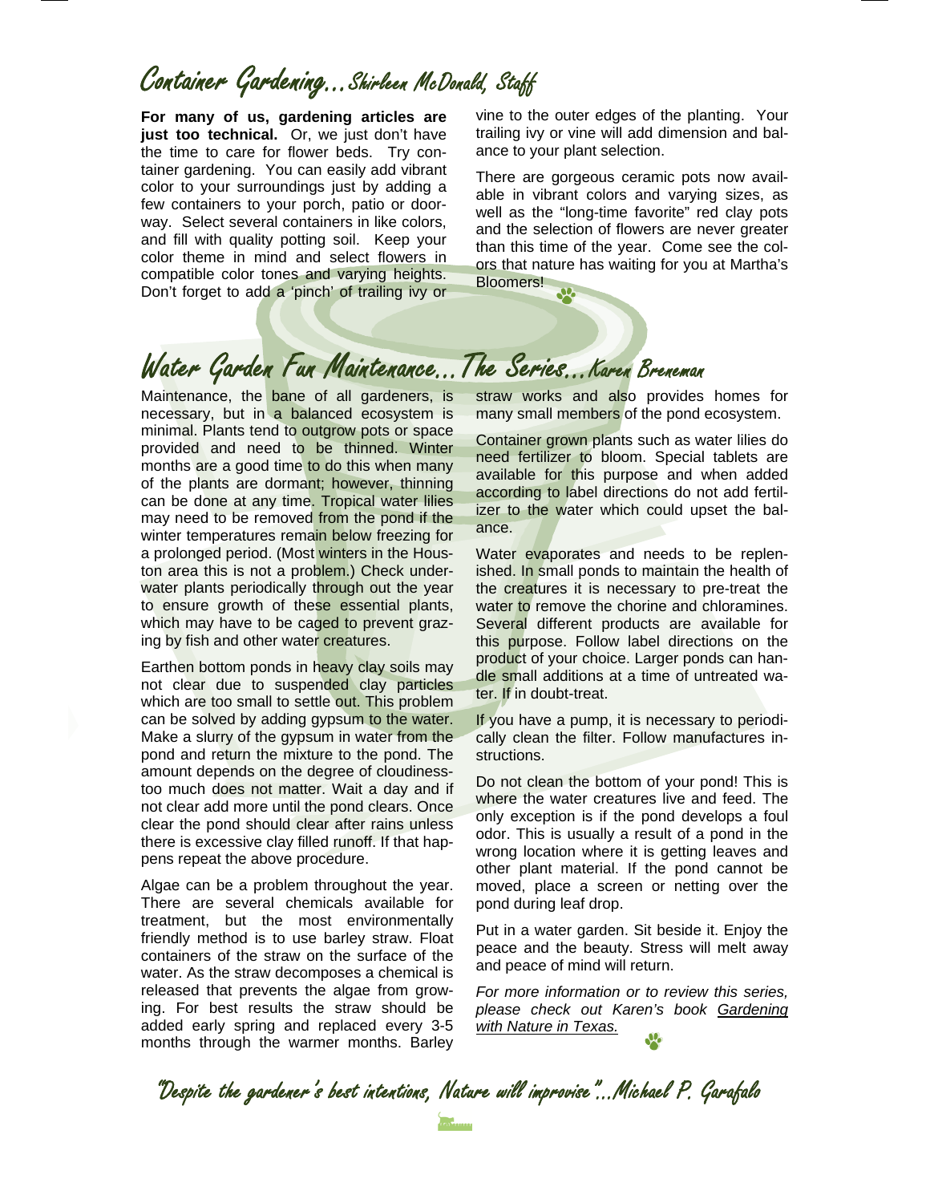## Container Gardening…Shirleen McDonald, Staff

**For many of us, gardening articles are just too technical.** Or, we just don't have the time to care for flower beds. Try container gardening. You can easily add vibrant color to your surroundings just by adding a few containers to your porch, patio or doorway. Select several containers in like colors, and fill with quality potting soil. Keep your color theme in mind and select flowers in compatible color tones and varying heights. Don't forget to add a 'pinch' of trailing ivy or vine to the outer edges of the planting. Your trailing ivy or vine will add dimension and balance to your plant selection.

There are gorgeous ceramic pots now available in vibrant colors and varying sizes, as well as the "long-time favorite" red clay pots and the selection of flowers are never greater than this time of the year. Come see the colors that nature has waiting for you at Martha's Bloomers!

## Water Garden Fun Maintenance…The Series…Karen Breneman

Maintenance, the bane of all gardeners, is necessary, but in a balanced ecosystem is minimal. Plants tend to outgrow pots or space provided and need to be thinned. Winter months are a good time to do this when many of the plants are dormant; however, thinning can be done at any time. Tropical water lilies may need to be removed from the pond if the winter temperatures remain below freezing for a prolonged period. (Most winters in the Houston area this is not a problem.) Check underwater plants periodically through out the year to ensure growth of these essential plants, which may have to be caged to prevent grazing by fish and other water creatures.

Earthen bottom ponds in heavy clay soils may not clear due to suspended clay particles which are too small to settle out. This problem can be solved by adding gypsum to the water. Make a slurry of the gypsum in water from the pond and return the mixture to the pond. The amount depends on the degree of cloudiness-too much does not matter. Wait a day and if not clear add more until the pond clears. Once clear the pond should clear after rains unless there is excessive clay filled runoff. If that happens repeat the above procedure.

Algae can be a problem throughout the year. There are several chemicals available for treatment, but the most environmentally friendly method is to use barley straw. Float containers of the straw on the surface of the water. As the straw decomposes a chemical is released that prevents the algae from growing. For best results the straw should be added early spring and replaced every 3-5 months through the warmer months. Barley straw works and also provides homes for many small members of the pond ecosystem.

Container grown plants such as water lilies do need fertilizer to bloom. Special tablets are available for this purpose and when added according to label directions do not add fertilizer to the water which could upset the balance.

Water evaporates and needs to be replenished. In small ponds to maintain the health of the creatures it is necessary to pre-treat the water to remove the chorine and chloramines. Several different products are available for this purpose. Follow label directions on the product of your choice. Larger ponds can handle small additions at a time of untreated water. If in doubt-treat.

If you have a pump, it is necessary to periodically clean the filter. Follow manufactures instructions.

Do not clean the bottom of your pond! This is where the water creatures live and feed. The only exception is if the pond develops a foul odor. This is usually a result of a pond in the wrong location where it is getting leaves and other plant material. If the pond cannot be moved, place a screen or netting over the pond during leaf drop.

Put in a water garden. Sit beside it. Enjoy the peace and the beauty. Stress will melt away and peace of mind will return.

*For more information or to review this series, please check out Karen's book Gardening with Nature in Texas.*

"Despite the gardener's best intentions, Nature will improvise"…Michael P. Garafalo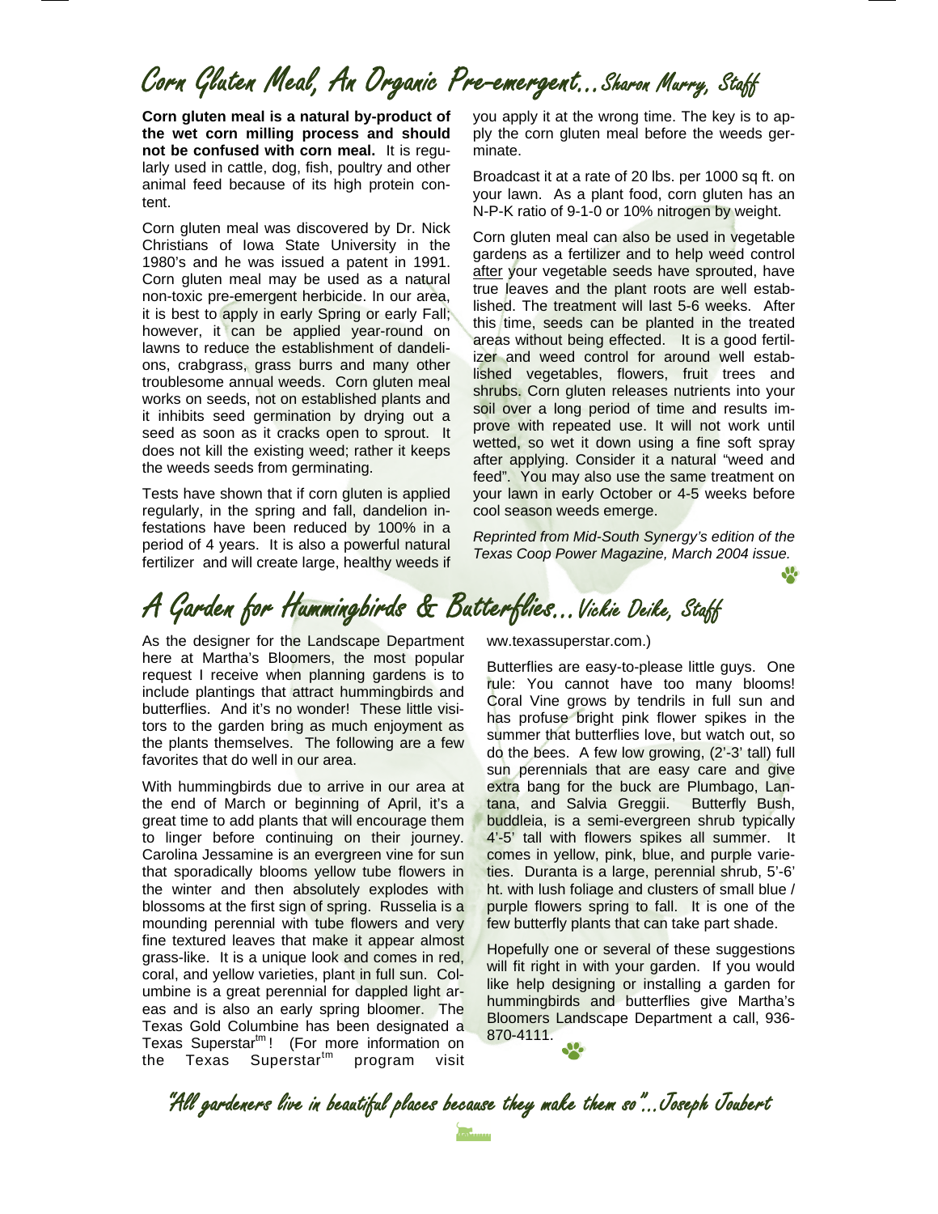## Corn Gluten Meal, An Organic Pre-emergent…Sharon Murry, Staff

**Corn gluten meal is a natural by-product of the wet corn milling process and should not be confused with corn meal.** It is regularly used in cattle, dog, fish, poultry and other animal feed because of its high protein content.

Corn gluten meal was discovered by Dr. Nick Christians of Iowa State University in the 1980's and he was issued a patent in 1991. Corn gluten meal may be used as a natural non-toxic pre-emergent herbicide. In our area, it is best to apply in early Spring or early Fall; however, it can be applied year-round on lawns to reduce the establishment of dandelions, crabgrass, grass burrs and many other troublesome annual weeds. Corn gluten meal works on seeds, not on established plants and it inhibits seed germination by drying out a seed as soon as it cracks open to sprout. It does not kill the existing weed; rather it keeps the weeds seeds from germinating.

Tests have shown that if corn gluten is applied regularly, in the spring and fall, dandelion infestations have been reduced by 100% in a period of 4 years. It is also a powerful natural fertilizer and will create large, healthy weeds if you apply it at the wrong time. The key is to apply the corn gluten meal before the weeds germinate.

Broadcast it at a rate of 20 lbs. per 1000 sq ft. on your lawn. As a plant food, corn gluten has an N-P-K ratio of 9-1-0 or 10% nitrogen by weight.

Corn gluten meal can also be used in vegetable gardens as a fertilizer and to help weed control after your vegetable seeds have sprouted, have true leaves and the plant roots are well established. The treatment will last 5-6 weeks. After this time, seeds can be planted in the treated areas without being effected. It is a good fertilizer and weed control for around well established vegetables, flowers, fruit trees and shrubs. Corn gluten releases nutrients into your soil over a long period of time and results improve with repeated use. It will not work until wetted, so wet it down using a fine soft spray after applying. Consider it a natural "weed and feed". You may also use the same treatment on your lawn in early October or 4-5 weeks before cool season weeds emerge.

*Reprinted from Mid-South Synergy's edition of the Texas Coop Power Magazine, March 2004 issue.*

## A Garden for Hummingbirds & Butterflies…Vickie Deike, Staff

As the designer for the Landscape Department here at Martha's Bloomers, the most popular request I receive when planning gardens is to include plantings that attract hummingbirds and butterflies. And it's no wonder! These little visitors to the garden bring as much enjoyment as the plants themselves. The following are a few favorites that do well in our area.

With hummingbirds due to arrive in our area at the end of March or beginning of April, it's a great time to add plants that will encourage them to linger before continuing on their journey. Carolina Jessamine is an evergreen vine for sun that sporadically blooms yellow tube flowers in the winter and then absolutely explodes with blossoms at the first sign of spring. Russelia is a mounding perennial with tube flowers and very fine textured leaves that make it appear almost grass-like. It is a unique look and comes in red, coral, and yellow varieties, plant in full sun. Columbine is a great perennial for dappled light areas and is also an early spring bloomer. The Texas Gold Columbine has been designated a Texas Superstar™! (For more information on the Texas Superstar™ program visit ww.texassuperstar.com.)

Butterflies are easy-to-please little guys. One rule: You cannot have too many blooms! Coral Vine grows by tendrils in full sun and has profuse bright pink flower spikes in the summer that butterflies love, but watch out, so do the bees. A few low growing, (2'-3' tall) full sun perennials that are easy care and give extra bang for the buck are Plumbago, Lantana, and Salvia Greggii. Butterfly Bush, buddleia, is a semi-evergreen shrub typically 4'-5' tall with flowers spikes all summer. It comes in yellow, pink, blue, and purple varieties. Duranta is a large, perennial shrub, 5'-6' ht. with lush foliage and clusters of small blue / purple flowers spring to fall. It is one of the few butterfly plants that can take part shade.

Hopefully one or several of these suggestions will fit right in with your garden. If you would like help designing or installing a garden for hummingbirds and butterflies give Martha's Bloomers Landscape Department a call, 936-870-4111.

*"All gardeners live in beautiful places because they make them so"…Joseph Joubert*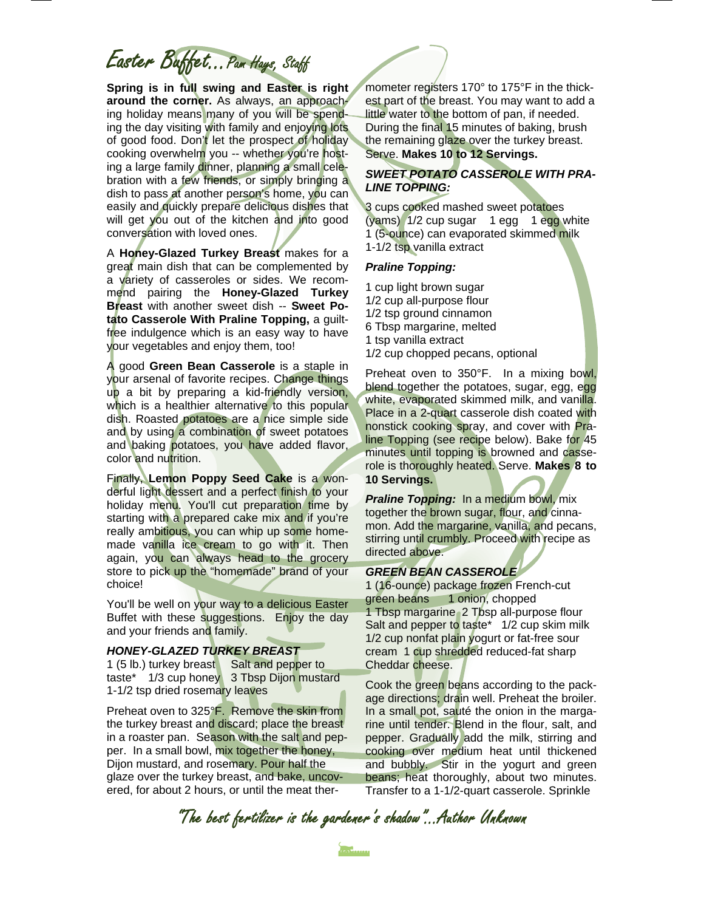# Easter Buffet...Pam Hays, Staff

**Spring is in full swing and Easter is right around the corner.** As always, an approaching holiday means many of you will be spending the day visiting with family and enjoying lots of good food. Don't let the prospect of holiday cooking overwhelm you -- whether you're hosting a large family dinner, planning a small celebration with a few friends, or simply bringing a dish to pass at another person's home, you can easily and quickly prepare delicious dishes that will get you out of the kitchen and into good conversation with loved ones.

A **Honey-Glazed Turkey Breast** makes for a great main dish that can be complemented by a variety of casseroles or sides. We recommend pairing the **Honey-Glazed Turkey Breast** with another sweet dish -- **Sweet Potato Casserole With Praline Topping,** a guilt-free indulgence which is an easy way to have your vegetables and enjoy them, too!

A good **Green Bean Casserole** is a staple in your arsenal of favorite recipes. Change things up a bit by preparing a kid-friendly version, which is a healthier alternative to this popular dish. Roasted potatoes are a nice simple side and by using a combination of sweet potatoes and baking potatoes, you have added flavor, color and nutrition.

Finally, **Lemon Poppy Seed Cake** is a wonderful light dessert and a perfect finish to your holiday menu. You'll cut preparation time by starting with a prepared cake mix and if you're really ambitious, you can whip up some homemade vanilla ice cream to go with it. Then again, you can always head to the grocery store to pick up the "homemade" brand of your choice!

You'll be well on your way to a delicious Easter Buffet with these suggestions. Enjoy the day and your friends and family.

### HONEY-GLAZED TURKEY BREAST

1 (5 lb.) turkey breast  Salt and pepper to taste*  1/3 cup honey  3 Tbsp Dijon mustard
1-1/2 tsp dried rosemary leaves

Preheat oven to 325°F. Remove the skin from the turkey breast and discard; place the breast in a roaster pan. Season with the salt and pepper. In a small bowl, mix together the honey, Dijon mustard, and rosemary. Pour half the glaze over the turkey breast, and bake, uncovered, for about 2 hours, or until the meat thermometer registers 170° to 175°F in the thickest part of the breast. You may want to add a little water to the bottom of pan, if needed. During the final 15 minutes of baking, brush the remaining glaze over the turkey breast. Serve. **Makes 10 to 12 Servings.**

### SWEET POTATO CASSEROLE WITH PRALINE TOPPING:

3 cups cooked mashed sweet potatoes (yams)  1/2 cup sugar  1 egg  1 egg white
1 (5-ounce) can evaporated skimmed milk
1-1/2 tsp vanilla extract

***Praline Topping:***

1 cup light brown sugar
1/2 cup all-purpose flour
1/2 tsp ground cinnamon
6 Tbsp margarine, melted
1 tsp vanilla extract
1/2 cup chopped pecans, optional

Preheat oven to 350°F. In a mixing bowl, blend together the potatoes, sugar, egg, egg white, evaporated skimmed milk, and vanilla. Place in a 2-quart casserole dish coated with nonstick cooking spray, and cover with Praline Topping (see recipe below). Bake for 45 minutes until topping is browned and casserole is thoroughly heated. Serve. **Makes 8 to 10 Servings.**

***Praline Topping:*** In a medium bowl, mix together the brown sugar, flour, and cinnamon. Add the margarine, vanilla, and pecans, stirring until crumbly. Proceed with recipe as directed above.

### GREEN BEAN CASSEROLE

1 (16-ounce) package frozen French-cut green beans  1 onion, chopped
1 Tbsp margarine  2 Tbsp all-purpose flour
Salt and pepper to taste*  1/2 cup skim milk
1/2 cup nonfat plain yogurt or fat-free sour cream  1 cup shredded reduced-fat sharp Cheddar cheese.

Cook the green beans according to the package directions; drain well. Preheat the broiler. In a small pot, sauté the onion in the margarine until tender. Blend in the flour, salt, and pepper. Gradually add the milk, stirring and cooking over medium heat until thickened and bubbly. Stir in the yogurt and green beans; heat thoroughly, about two minutes. Transfer to a 1-1/2-quart casserole. Sprinkle

*"The best fertilizer is the gardener's shadow"...Author Unknown*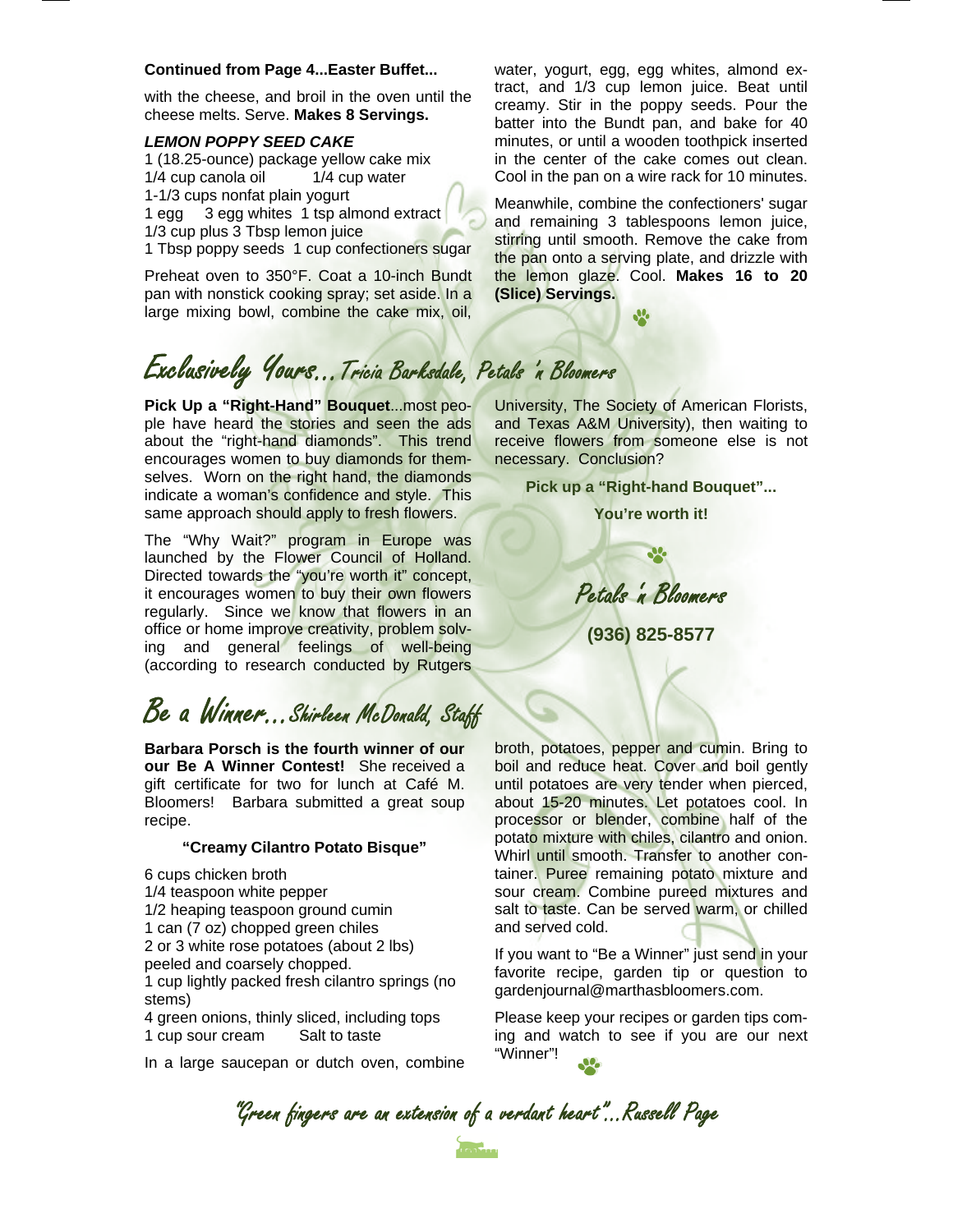**Continued from Page 4...Easter Buffet...**

with the cheese, and broil in the oven until the cheese melts. Serve. **Makes 8 Servings.**

***LEMON POPPY SEED CAKE***

1 (18.25-ounce) package yellow cake mix
1/4 cup canola oil 1/4 cup water
1-1/3 cups nonfat plain yogurt
1 egg 3 egg whites 1 tsp almond extract
1/3 cup plus 3 Tbsp lemon juice
1 Tbsp poppy seeds 1 cup confectioners sugar

Preheat oven to 350°F. Coat a 10-inch Bundt pan with nonstick cooking spray; set aside. In a large mixing bowl, combine the cake mix, oil, water, yogurt, egg, egg whites, almond extract, and 1/3 cup lemon juice. Beat until creamy. Stir in the poppy seeds. Pour the batter into the Bundt pan, and bake for 40 minutes, or until a wooden toothpick inserted in the center of the cake comes out clean. Cool in the pan on a wire rack for 10 minutes.

Meanwhile, combine the confectioners' sugar and remaining 3 tablespoons lemon juice, stirring until smooth. Remove the cake from the pan onto a serving plate, and drizzle with the lemon glaze. Cool. **Makes 16 to 20 (Slice) Servings.**

## Exclusively Yours...Tricia Barksdale, Petals 'n Bloomers

**Pick Up a "Right-Hand" Bouquet**...most people have heard the stories and seen the ads about the "right-hand diamonds". This trend encourages women to buy diamonds for themselves. Worn on the right hand, the diamonds indicate a woman's confidence and style. This same approach should apply to fresh flowers.

The "Why Wait?" program in Europe was launched by the Flower Council of Holland. Directed towards the "you're worth it" concept, it encourages women to buy their own flowers regularly. Since we know that flowers in an office or home improve creativity, problem solving and general feelings of well-being (according to research conducted by Rutgers University, The Society of American Florists, and Texas A&M University), then waiting to receive flowers from someone else is not necessary. Conclusion?

**Pick up a "Right-hand Bouquet"...**

**You're worth it!**

Petals 'n Bloomers

**(936) 825-8577**

## Be a Winner...Shirleen McDonald, Staff

**Barbara Porsch is the fourth winner of our our Be A Winner Contest!** She received a gift certificate for two for lunch at Café M. Bloomers! Barbara submitted a great soup recipe.

**"Creamy Cilantro Potato Bisque"**

6 cups chicken broth
1/4 teaspoon white pepper
1/2 heaping teaspoon ground cumin
1 can (7 oz) chopped green chiles
2 or 3 white rose potatoes (about 2 lbs) peeled and coarsely chopped.
1 cup lightly packed fresh cilantro springs (no stems)
4 green onions, thinly sliced, including tops
1 cup sour cream Salt to taste

In a large saucepan or dutch oven, combine broth, potatoes, pepper and cumin. Bring to boil and reduce heat. Cover and boil gently until potatoes are very tender when pierced, about 15-20 minutes. Let potatoes cool. In processor or blender, combine half of the potato mixture with chiles, cilantro and onion. Whirl until smooth. Transfer to another container. Puree remaining potato mixture and sour cream. Combine pureed mixtures and salt to taste. Can be served warm, or chilled and served cold.

If you want to "Be a Winner" just send in your favorite recipe, garden tip or question to gardenjournal@marthasbloomers.com.

Please keep your recipes or garden tips coming and watch to see if you are our next "Winner"!

*"Green fingers are an extension of a verdant heart"...Russell Page*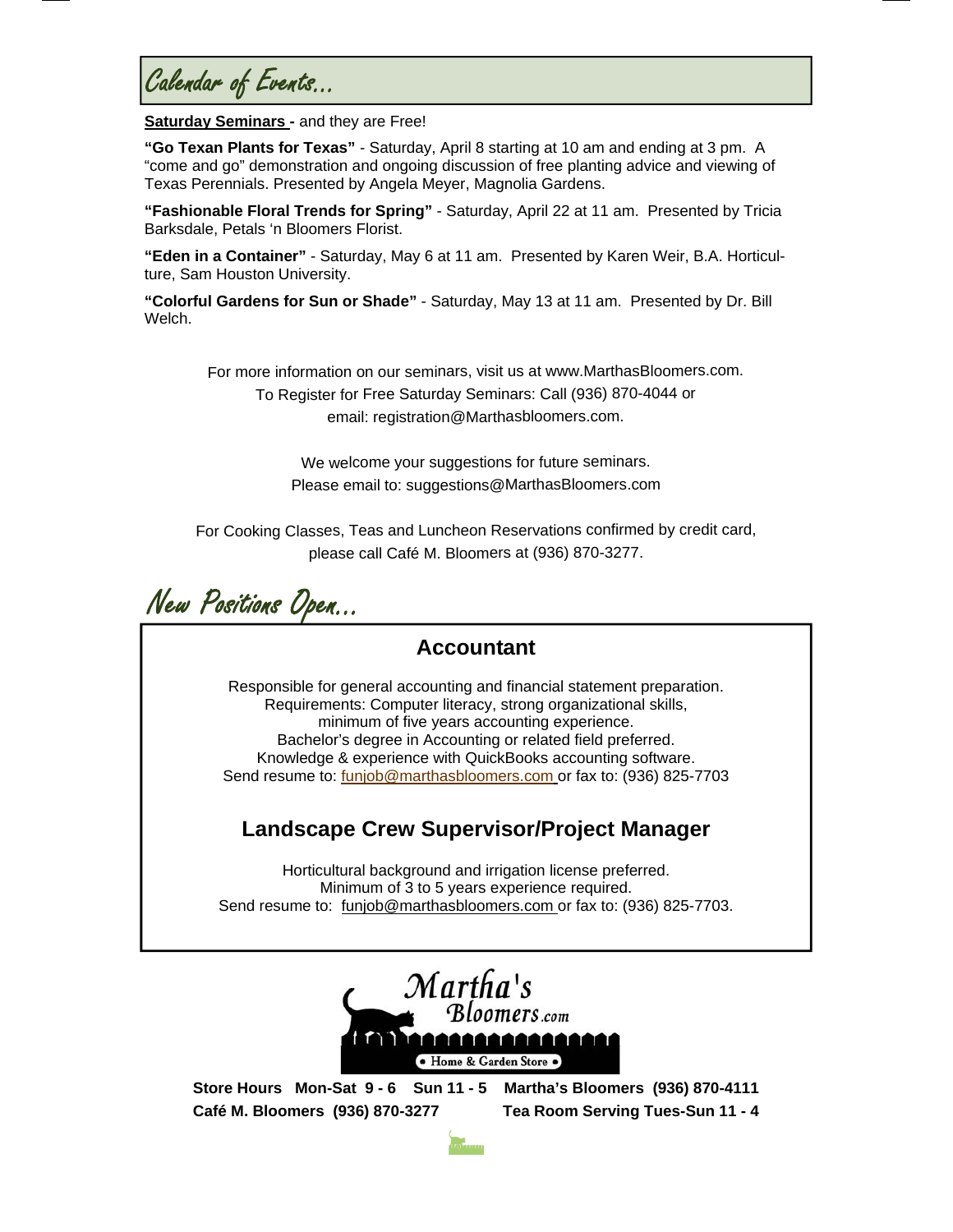# Calendar of Events...

**Saturday Seminars -** and they are Free!

**"Go Texan Plants for Texas"** - Saturday, April 8 starting at 10 am and ending at 3 pm. A "come and go" demonstration and ongoing discussion of free planting advice and viewing of Texas Perennials. Presented by Angela Meyer, Magnolia Gardens.

**"Fashionable Floral Trends for Spring"** - Saturday, April 22 at 11 am. Presented by Tricia Barksdale, Petals 'n Bloomers Florist.

**"Eden in a Container"** - Saturday, May 6 at 11 am. Presented by Karen Weir, B.A. Horticulture, Sam Houston University.

**"Colorful Gardens for Sun or Shade"** - Saturday, May 13 at 11 am. Presented by Dr. Bill Welch.

For more information on our seminars, visit us at www.MarthasBloomers.com.
To Register for Free Saturday Seminars: Call (936) 870-4044 or
email: registration@Marthasbloomers.com.

We welcome your suggestions for future seminars.
Please email to: suggestions@MarthasBloomers.com

For Cooking Classes, Teas and Luncheon Reservations confirmed by credit card,
please call Café M. Bloomers at (936) 870-3277.

# New Positions Open...

## Accountant

Responsible for general accounting and financial statement preparation.
Requirements: Computer literacy, strong organizational skills,
minimum of five years accounting experience.
Bachelor's degree in Accounting or related field preferred.
Knowledge & experience with QuickBooks accounting software.
Send resume to: funjob@marthasbloomers.com or fax to: (936) 825-7703

## Landscape Crew Supervisor/Project Manager

Horticultural background and irrigation license preferred.
Minimum of 3 to 5 years experience required.
Send resume to: funjob@marthasbloomers.com or fax to: (936) 825-7703.

Martha's Bloomers.com
• Home & Garden Store •

**Store Hours Mon-Sat 9 - 6 Sun 11 - 5 Martha's Bloomers (936) 870-4111**
**Café M. Bloomers (936) 870-3277 Tea Room Serving Tues-Sun 11 - 4**